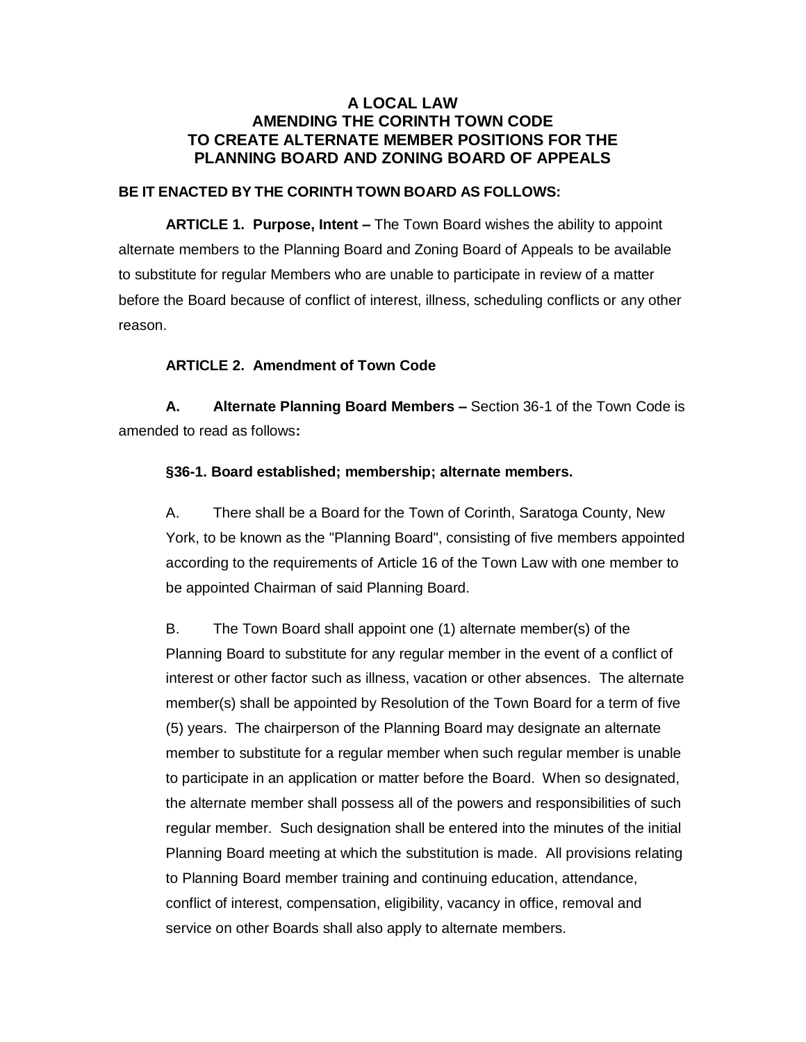# A LOCAL LAW AMENDING THE CORINTH TOWN CODE TO CREATE ALTERNATE MEMBER POSITIONS FOR THE PLANNING BOARD AND ZONING BOARD OF APPEALS

**BE IT ENACTED BY THE CORINTH TOWN BOARD AS FOLLOWS:**

**ARTICLE 1. Purpose, Intent –** The Town Board wishes the ability to appoint alternate members to the Planning Board and Zoning Board of Appeals to be available to substitute for regular Members who are unable to participate in review of a matter before the Board because of conflict of interest, illness, scheduling conflicts or any other reason.

**ARTICLE 2. Amendment of Town Code**

**A. Alternate Planning Board Members –** Section 36-1 of the Town Code is amended to read as follows**:**

**§36-1. Board established; membership; alternate members.**

A. There shall be a Board for the Town of Corinth, Saratoga County, New York, to be known as the "Planning Board", consisting of five members appointed according to the requirements of Article 16 of the Town Law with one member to be appointed Chairman of said Planning Board.

B. The Town Board shall appoint one (1) alternate member(s) of the Planning Board to substitute for any regular member in the event of a conflict of interest or other factor such as illness, vacation or other absences. The alternate member(s) shall be appointed by Resolution of the Town Board for a term of five (5) years. The chairperson of the Planning Board may designate an alternate member to substitute for a regular member when such regular member is unable to participate in an application or matter before the Board. When so designated, the alternate member shall possess all of the powers and responsibilities of such regular member. Such designation shall be entered into the minutes of the initial Planning Board meeting at which the substitution is made. All provisions relating to Planning Board member training and continuing education, attendance, conflict of interest, compensation, eligibility, vacancy in office, removal and service on other Boards shall also apply to alternate members.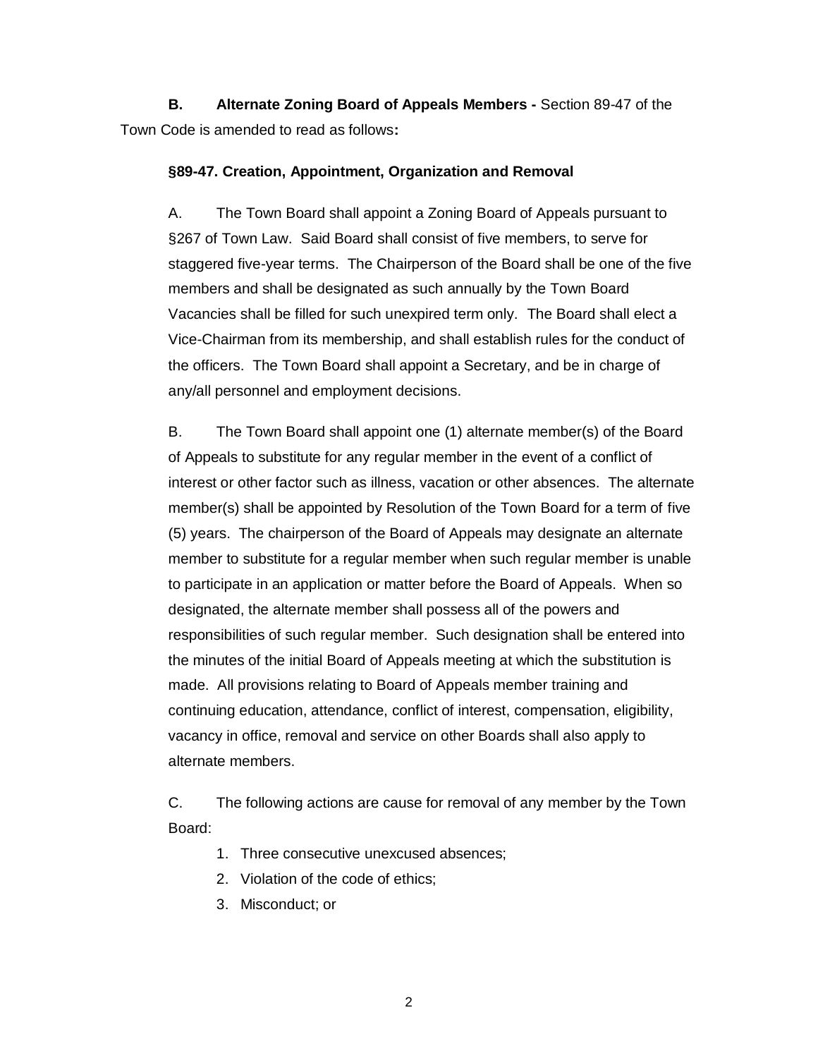**B. Alternate Zoning Board of Appeals Members -** Section 89-47 of the Town Code is amended to read as follows**:**

**§89-47. Creation, Appointment, Organization and Removal**

A. The Town Board shall appoint a Zoning Board of Appeals pursuant to §267 of Town Law. Said Board shall consist of five members, to serve for staggered five-year terms. The Chairperson of the Board shall be one of the five members and shall be designated as such annually by the Town Board Vacancies shall be filled for such unexpired term only. The Board shall elect a Vice-Chairman from its membership, and shall establish rules for the conduct of the officers. The Town Board shall appoint a Secretary, and be in charge of any/all personnel and employment decisions.

B. The Town Board shall appoint one (1) alternate member(s) of the Board of Appeals to substitute for any regular member in the event of a conflict of interest or other factor such as illness, vacation or other absences. The alternate member(s) shall be appointed by Resolution of the Town Board for a term of five (5) years. The chairperson of the Board of Appeals may designate an alternate member to substitute for a regular member when such regular member is unable to participate in an application or matter before the Board of Appeals. When so designated, the alternate member shall possess all of the powers and responsibilities of such regular member. Such designation shall be entered into the minutes of the initial Board of Appeals meeting at which the substitution is made. All provisions relating to Board of Appeals member training and continuing education, attendance, conflict of interest, compensation, eligibility, vacancy in office, removal and service on other Boards shall also apply to alternate members.

C. The following actions are cause for removal of any member by the Town Board:

1. Three consecutive unexcused absences;
2. Violation of the code of ethics;
3. Misconduct; or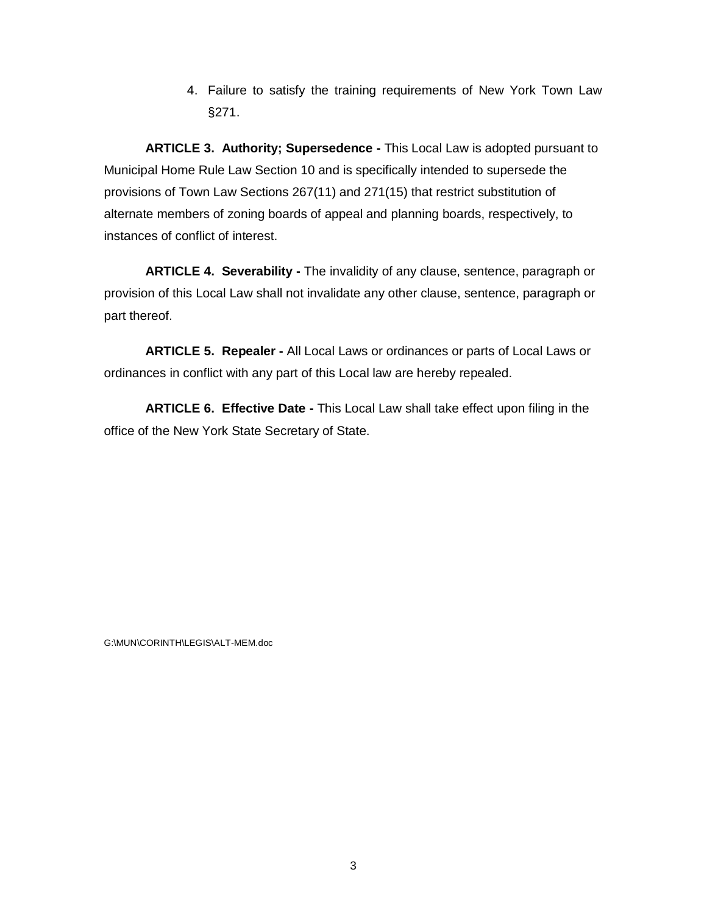4. Failure to satisfy the training requirements of New York Town Law §271.

**ARTICLE 3. Authority; Supersedence -** This Local Law is adopted pursuant to Municipal Home Rule Law Section 10 and is specifically intended to supersede the provisions of Town Law Sections 267(11) and 271(15) that restrict substitution of alternate members of zoning boards of appeal and planning boards, respectively, to instances of conflict of interest.

**ARTICLE 4. Severability -** The invalidity of any clause, sentence, paragraph or provision of this Local Law shall not invalidate any other clause, sentence, paragraph or part thereof.

**ARTICLE 5. Repealer -** All Local Laws or ordinances or parts of Local Laws or ordinances in conflict with any part of this Local law are hereby repealed.

**ARTICLE 6. Effective Date -** This Local Law shall take effect upon filing in the office of the New York State Secretary of State.

G:\MUN\CORINTH\LEGIS\ALT-MEM.doc